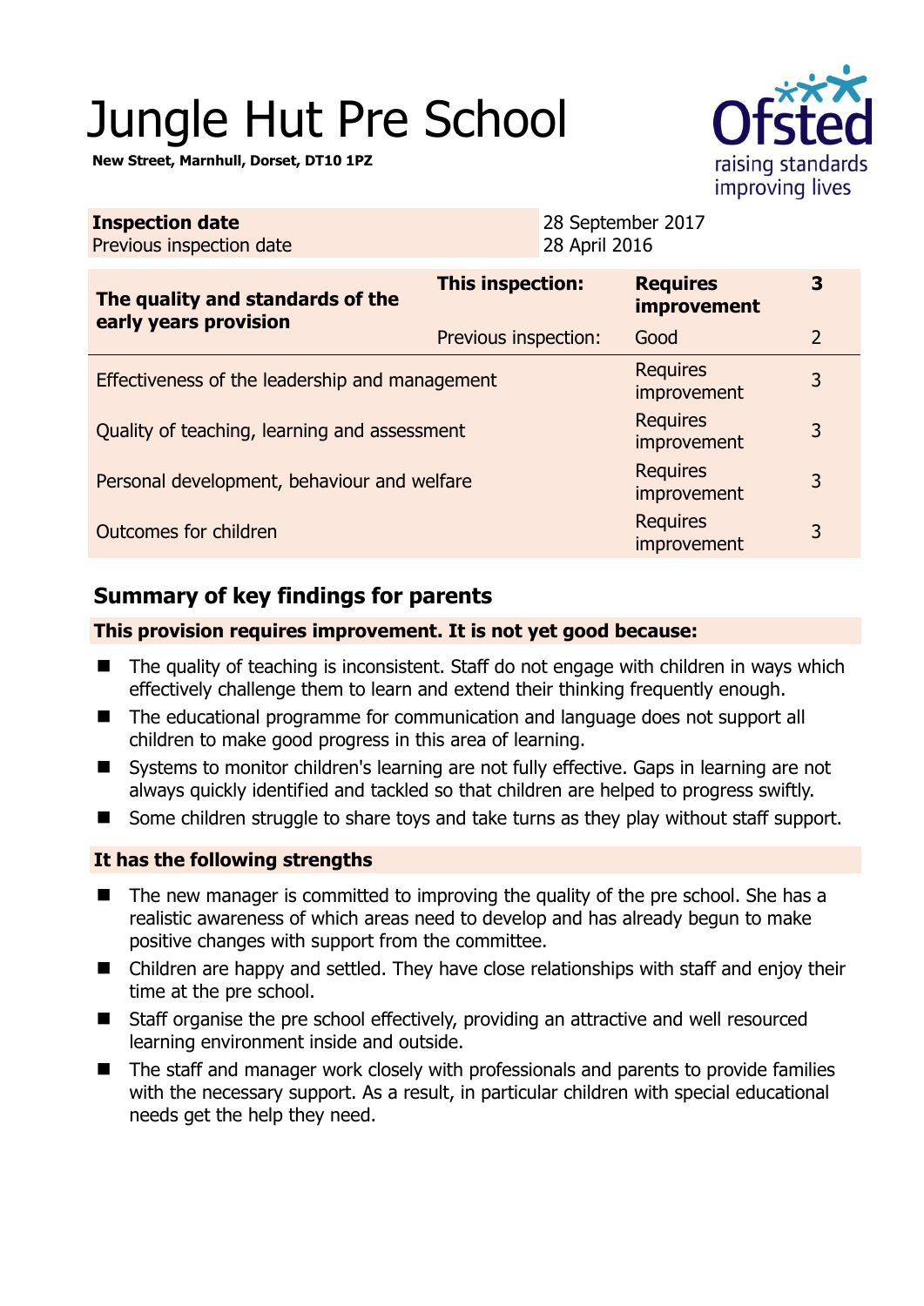# Jungle Hut Pre School

**New Street, Marnhull, Dorset, DT10 1PZ**

| **Inspection date** | 28 September 2017 |
|---|---|
| Previous inspection date | 28 April 2016 |

| **The quality and standards of the early years provision** | **This inspection:** | **Requires improvement** | **3** |
|---|---|---|---|
| | Previous inspection: | Good | 2 |
| Effectiveness of the leadership and management | | Requires improvement | 3 |
| Quality of teaching, learning and assessment | | Requires improvement | 3 |
| Personal development, behaviour and welfare | | Requires improvement | 3 |
| Outcomes for children | | Requires improvement | 3 |

## Summary of key findings for parents

**This provision requires improvement. It is not yet good because:**

- The quality of teaching is inconsistent. Staff do not engage with children in ways which effectively challenge them to learn and extend their thinking frequently enough.
- The educational programme for communication and language does not support all children to make good progress in this area of learning.
- Systems to monitor children's learning are not fully effective. Gaps in learning are not always quickly identified and tackled so that children are helped to progress swiftly.
- Some children struggle to share toys and take turns as they play without staff support.

**It has the following strengths**

- The new manager is committed to improving the quality of the pre school. She has a realistic awareness of which areas need to develop and has already begun to make positive changes with support from the committee.
- Children are happy and settled. They have close relationships with staff and enjoy their time at the pre school.
- Staff organise the pre school effectively, providing an attractive and well resourced learning environment inside and outside.
- The staff and manager work closely with professionals and parents to provide families with the necessary support. As a result, in particular children with special educational needs get the help they need.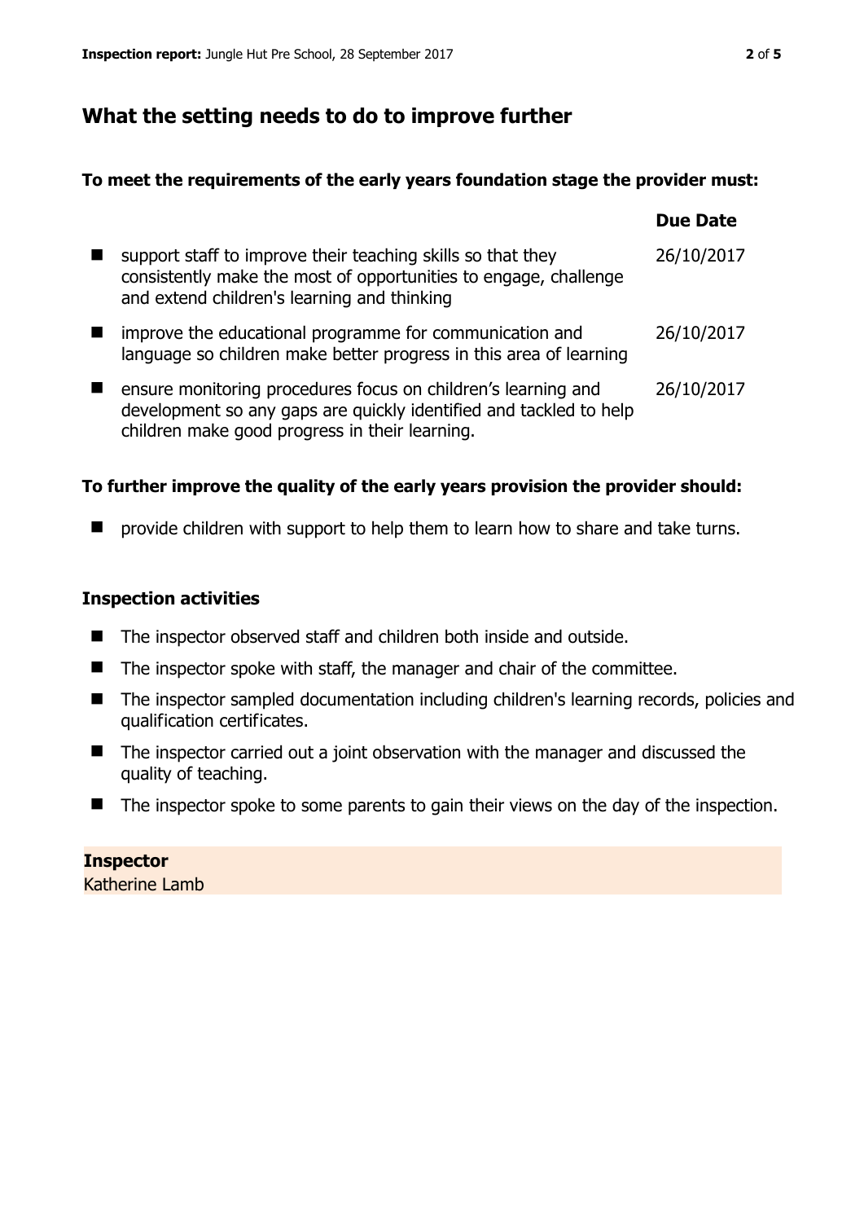## What the setting needs to do to improve further

**To meet the requirements of the early years foundation stage the provider must:**

| | Due Date |
|---|---|
| support staff to improve their teaching skills so that they consistently make the most of opportunities to engage, challenge and extend children's learning and thinking | 26/10/2017 |
| improve the educational programme for communication and language so children make better progress in this area of learning | 26/10/2017 |
| ensure monitoring procedures focus on children's learning and development so any gaps are quickly identified and tackled to help children make good progress in their learning. | 26/10/2017 |

**To further improve the quality of the early years provision the provider should:**

- provide children with support to help them to learn how to share and take turns.

### Inspection activities

- The inspector observed staff and children both inside and outside.
- The inspector spoke with staff, the manager and chair of the committee.
- The inspector sampled documentation including children's learning records, policies and qualification certificates.
- The inspector carried out a joint observation with the manager and discussed the quality of teaching.
- The inspector spoke to some parents to gain their views on the day of the inspection.

**Inspector**
Katherine Lamb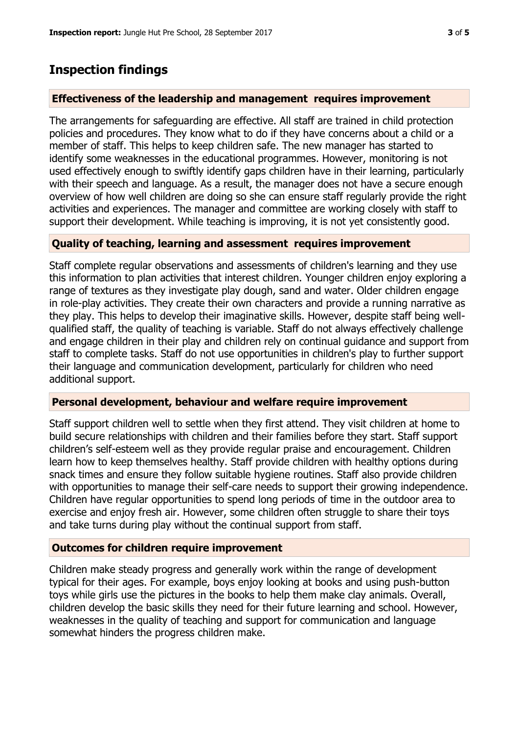## Inspection findings

### Effectiveness of the leadership and management requires improvement

The arrangements for safeguarding are effective. All staff are trained in child protection policies and procedures. They know what to do if they have concerns about a child or a member of staff. This helps to keep children safe. The new manager has started to identify some weaknesses in the educational programmes. However, monitoring is not used effectively enough to swiftly identify gaps children have in their learning, particularly with their speech and language. As a result, the manager does not have a secure enough overview of how well children are doing so she can ensure staff regularly provide the right activities and experiences. The manager and committee are working closely with staff to support their development. While teaching is improving, it is not yet consistently good.

### Quality of teaching, learning and assessment requires improvement

Staff complete regular observations and assessments of children's learning and they use this information to plan activities that interest children. Younger children enjoy exploring a range of textures as they investigate play dough, sand and water. Older children engage in role-play activities. They create their own characters and provide a running narrative as they play. This helps to develop their imaginative skills. However, despite staff being well-qualified staff, the quality of teaching is variable. Staff do not always effectively challenge and engage children in their play and children rely on continual guidance and support from staff to complete tasks. Staff do not use opportunities in children's play to further support their language and communication development, particularly for children who need additional support.

### Personal development, behaviour and welfare require improvement

Staff support children well to settle when they first attend. They visit children at home to build secure relationships with children and their families before they start. Staff support children's self-esteem well as they provide regular praise and encouragement. Children learn how to keep themselves healthy. Staff provide children with healthy options during snack times and ensure they follow suitable hygiene routines. Staff also provide children with opportunities to manage their self-care needs to support their growing independence. Children have regular opportunities to spend long periods of time in the outdoor area to exercise and enjoy fresh air. However, some children often struggle to share their toys and take turns during play without the continual support from staff.

### Outcomes for children require improvement

Children make steady progress and generally work within the range of development typical for their ages. For example, boys enjoy looking at books and using push-button toys while girls use the pictures in the books to help them make clay animals. Overall, children develop the basic skills they need for their future learning and school. However, weaknesses in the quality of teaching and support for communication and language somewhat hinders the progress children make.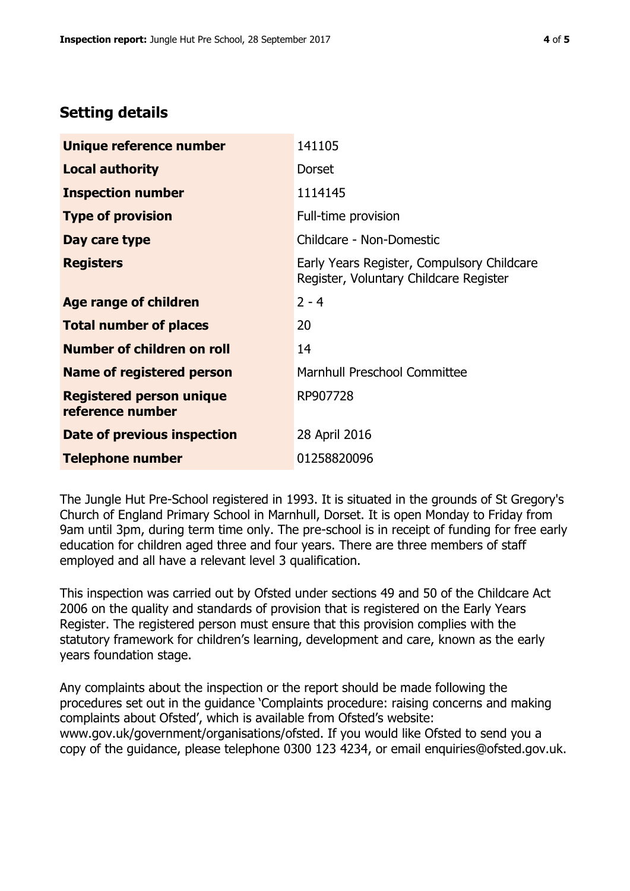## Setting details

| | |
|---|---|
| **Unique reference number** | 141105 |
| **Local authority** | Dorset |
| **Inspection number** | 1114145 |
| **Type of provision** | Full-time provision |
| **Day care type** | Childcare - Non-Domestic |
| **Registers** | Early Years Register, Compulsory Childcare Register, Voluntary Childcare Register |
| **Age range of children** | 2 - 4 |
| **Total number of places** | 20 |
| **Number of children on roll** | 14 |
| **Name of registered person** | Marnhull Preschool Committee |
| **Registered person unique reference number** | RP907728 |
| **Date of previous inspection** | 28 April 2016 |
| **Telephone number** | 01258820096 |

The Jungle Hut Pre-School registered in 1993. It is situated in the grounds of St Gregory's Church of England Primary School in Marnhull, Dorset. It is open Monday to Friday from 9am until 3pm, during term time only. The pre-school is in receipt of funding for free early education for children aged three and four years. There are three members of staff employed and all have a relevant level 3 qualification.

This inspection was carried out by Ofsted under sections 49 and 50 of the Childcare Act 2006 on the quality and standards of provision that is registered on the Early Years Register. The registered person must ensure that this provision complies with the statutory framework for children's learning, development and care, known as the early years foundation stage.

Any complaints about the inspection or the report should be made following the procedures set out in the guidance 'Complaints procedure: raising concerns and making complaints about Ofsted', which is available from Ofsted's website: www.gov.uk/government/organisations/ofsted. If you would like Ofsted to send you a copy of the guidance, please telephone 0300 123 4234, or email enquiries@ofsted.gov.uk.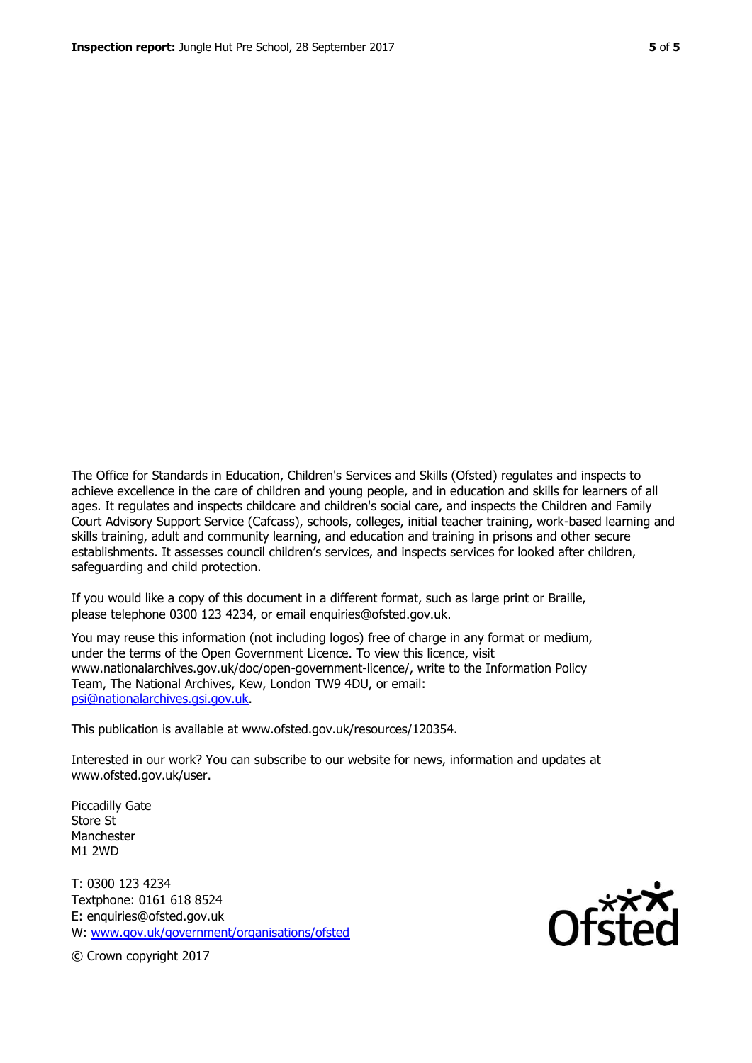The Office for Standards in Education, Children's Services and Skills (Ofsted) regulates and inspects to achieve excellence in the care of children and young people, and in education and skills for learners of all ages. It regulates and inspects childcare and children's social care, and inspects the Children and Family Court Advisory Support Service (Cafcass), schools, colleges, initial teacher training, work-based learning and skills training, adult and community learning, and education and training in prisons and other secure establishments. It assesses council children's services, and inspects services for looked after children, safeguarding and child protection.

If you would like a copy of this document in a different format, such as large print or Braille, please telephone 0300 123 4234, or email enquiries@ofsted.gov.uk.

You may reuse this information (not including logos) free of charge in any format or medium, under the terms of the Open Government Licence. To view this licence, visit www.nationalarchives.gov.uk/doc/open-government-licence/, write to the Information Policy Team, The National Archives, Kew, London TW9 4DU, or email: psi@nationalarchives.gsi.gov.uk.

This publication is available at www.ofsted.gov.uk/resources/120354.

Interested in our work? You can subscribe to our website for news, information and updates at www.ofsted.gov.uk/user.

Piccadilly Gate
Store St
Manchester
M1 2WD

T: 0300 123 4234
Textphone: 0161 618 8524
E: enquiries@ofsted.gov.uk
W: www.gov.uk/government/organisations/ofsted

© Crown copyright 2017